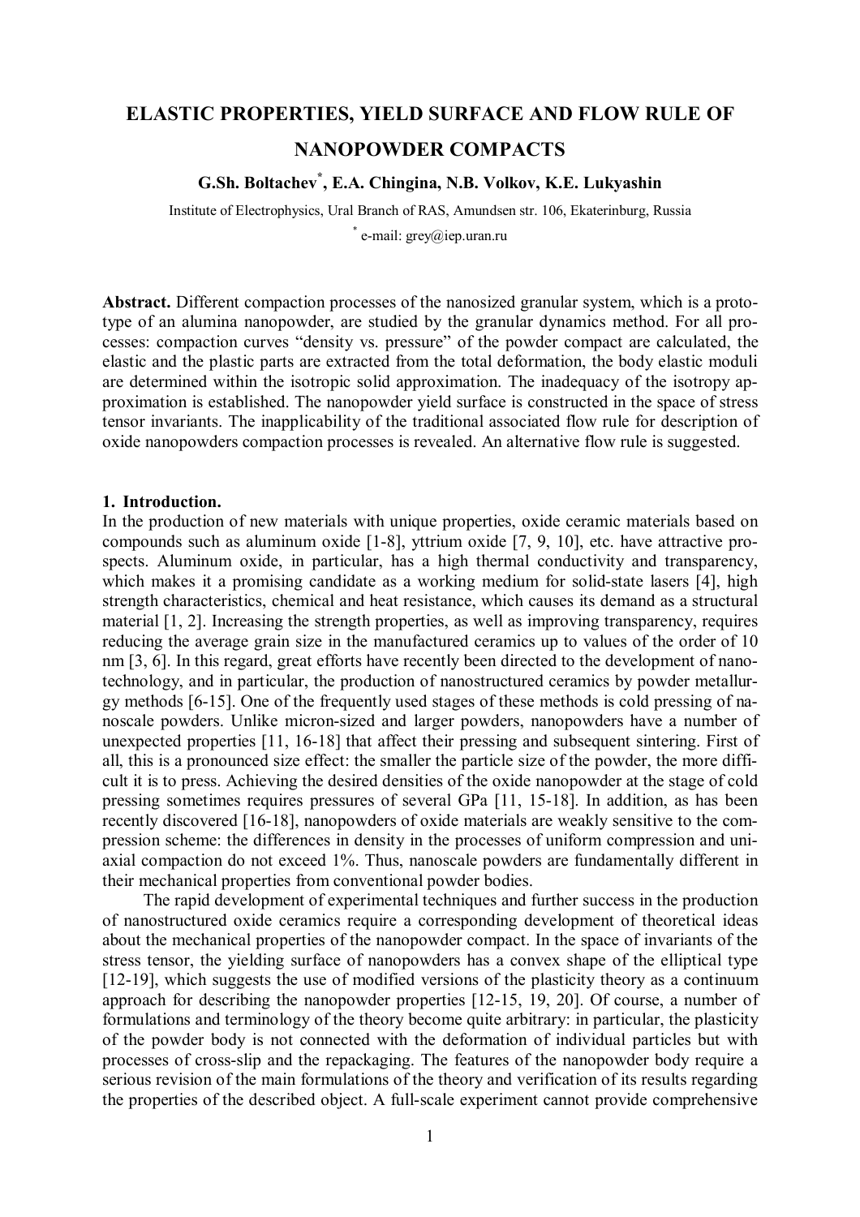# ELASTIC PROPERTIES, YIELD SURFACE AND FLOW RULE OF NANOPOWDER COMPACTS

**G.Sh. Boltachev[*], E.A. Chingina, N.B. Volkov, K.E. Lukyashin**

Institute of Electrophysics, Ural Branch of RAS, Amundsen str. 106, Ekaterinburg, Russia

[*] e-mail: grey@iep.uran.ru

**Abstract.** Different compaction processes of the nanosized granular system, which is a prototype of an alumina nanopowder, are studied by the granular dynamics method. For all processes: compaction curves "density vs. pressure" of the powder compact are calculated, the elastic and the plastic parts are extracted from the total deformation, the body elastic moduli are determined within the isotropic solid approximation. The inadequacy of the isotropy approximation is established. The nanopowder yield surface is constructed in the space of stress tensor invariants. The inapplicability of the traditional associated flow rule for description of oxide nanopowders compaction processes is revealed. An alternative flow rule is suggested.

## 1. Introduction.

In the production of new materials with unique properties, oxide ceramic materials based on compounds such as aluminum oxide [1-8], yttrium oxide [7, 9, 10], etc. have attractive prospects. Aluminum oxide, in particular, has a high thermal conductivity and transparency, which makes it a promising candidate as a working medium for solid-state lasers [4], high strength characteristics, chemical and heat resistance, which causes its demand as a structural material [1, 2]. Increasing the strength properties, as well as improving transparency, requires reducing the average grain size in the manufactured ceramics up to values of the order of 10 nm [3, 6]. In this regard, great efforts have recently been directed to the development of nanotechnology, and in particular, the production of nanostructured ceramics by powder metallurgy methods [6-15]. One of the frequently used stages of these methods is cold pressing of nanoscale powders. Unlike micron-sized and larger powders, nanopowders have a number of unexpected properties [11, 16-18] that affect their pressing and subsequent sintering. First of all, this is a pronounced size effect: the smaller the particle size of the powder, the more difficult it is to press. Achieving the desired densities of the oxide nanopowder at the stage of cold pressing sometimes requires pressures of several GPa [11, 15-18]. In addition, as has been recently discovered [16-18], nanopowders of oxide materials are weakly sensitive to the compression scheme: the differences in density in the processes of uniform compression and uniaxial compaction do not exceed 1%. Thus, nanoscale powders are fundamentally different in their mechanical properties from conventional powder bodies.

The rapid development of experimental techniques and further success in the production of nanostructured oxide ceramics require a corresponding development of theoretical ideas about the mechanical properties of the nanopowder compact. In the space of invariants of the stress tensor, the yielding surface of nanopowders has a convex shape of the elliptical type [12-19], which suggests the use of modified versions of the plasticity theory as a continuum approach for describing the nanopowder properties [12-15, 19, 20]. Of course, a number of formulations and terminology of the theory become quite arbitrary: in particular, the plasticity of the powder body is not connected with the deformation of individual particles but with processes of cross-slip and the repackaging. The features of the nanopowder body require a serious revision of the main formulations of the theory and verification of its results regarding the properties of the described object. A full-scale experiment cannot provide comprehensive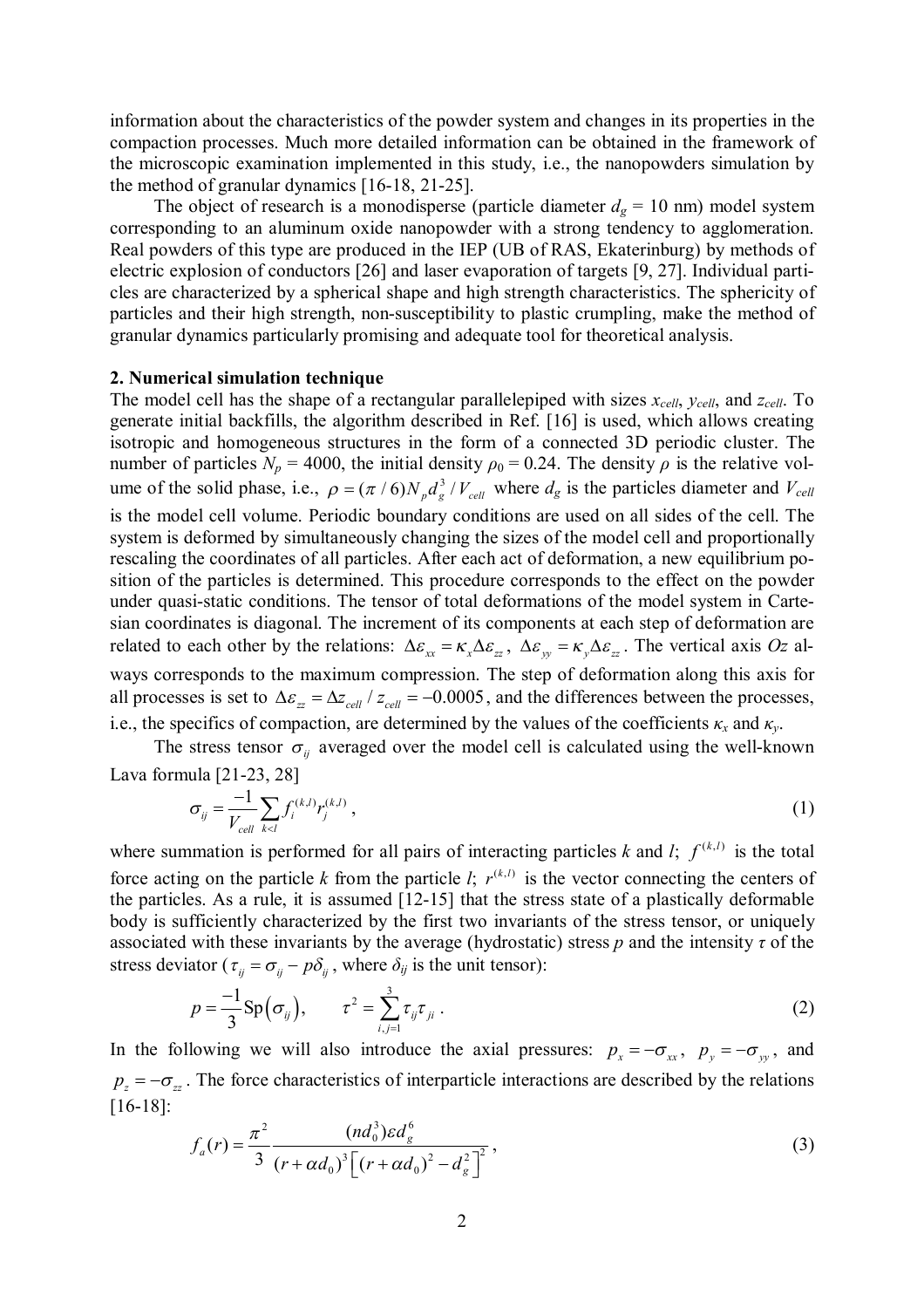information about the characteristics of the powder system and changes in its properties in the compaction processes. Much more detailed information can be obtained in the framework of the microscopic examination implemented in this study, i.e., the nanopowders simulation by the method of granular dynamics [16-18, 21-25].

The object of research is a monodisperse (particle diameter $d_g$ = 10 nm) model system corresponding to an aluminum oxide nanopowder with a strong tendency to agglomeration. Real powders of this type are produced in the IEP (UB of RAS, Ekaterinburg) by methods of electric explosion of conductors [26] and laser evaporation of targets [9, 27]. Individual particles are characterized by a spherical shape and high strength characteristics. The sphericity of particles and their high strength, non-susceptibility to plastic crumpling, make the method of granular dynamics particularly promising and adequate tool for theoretical analysis.

## 2. Numerical simulation technique

The model cell has the shape of a rectangular parallelepiped with sizes $x_{cell}$, $y_{cell}$, and $z_{cell}$. To generate initial backfills, the algorithm described in Ref. [16] is used, which allows creating isotropic and homogeneous structures in the form of a connected 3D periodic cluster. The number of particles $N_p$ = 4000, the initial density $\rho_0$ = 0.24. The density $\rho$ is the relative volume of the solid phase, i.e., $\rho = (\pi/6)N_p d_g^3 / V_{cell}$ where $d_g$ is the particles diameter and $V_{cell}$ is the model cell volume. Periodic boundary conditions are used on all sides of the cell. The system is deformed by simultaneously changing the sizes of the model cell and proportionally rescaling the coordinates of all particles. After each act of deformation, a new equilibrium position of the particles is determined. This procedure corresponds to the effect on the powder under quasi-static conditions. The tensor of total deformations of the model system in Cartesian coordinates is diagonal. The increment of its components at each step of deformation are related to each other by the relations: $\Delta\varepsilon_{xx} = \kappa_x \Delta\varepsilon_{zz}$, $\Delta\varepsilon_{yy} = \kappa_y \Delta\varepsilon_{zz}$. The vertical axis $Oz$ always corresponds to the maximum compression. The step of deformation along this axis for all processes is set to $\Delta\varepsilon_{zz} = \Delta z_{cell} / z_{cell} = -0.0005$, and the differences between the processes, i.e., the specifics of compaction, are determined by the values of the coefficients $\kappa_x$ and $\kappa_y$.

The stress tensor $\sigma_{ij}$ averaged over the model cell is calculated using the well-known Lava formula [21-23, 28]

$$\sigma_{ij} = \frac{-1}{V_{cell}} \sum_{k<l} f_i^{(k,l)} r_j^{(k,l)}, \tag{1}$$

where summation is performed for all pairs of interacting particles $k$ and $l$; $f^{(k,l)}$ is the total force acting on the particle $k$ from the particle $l$; $r^{(k,l)}$ is the vector connecting the centers of the particles. As a rule, it is assumed [12-15] that the stress state of a plastically deformable body is sufficiently characterized by the first two invariants of the stress tensor, or uniquely associated with these invariants by the average (hydrostatic) stress $p$ and the intensity $\tau$ of the stress deviator ($\tau_{ij} = \sigma_{ij} - p\delta_{ij}$, where $\delta_{ij}$ is the unit tensor):

$$p = \frac{-1}{3}\mathrm{Sp}\left(\sigma_{ij}\right), \qquad \tau^2 = \sum_{i,j=1}^{3} \tau_{ij}\tau_{ji}. \tag{2}$$

In the following we will also introduce the axial pressures: $p_x = -\sigma_{xx}$, $p_y = -\sigma_{yy}$, and $p_z = -\sigma_{zz}$. The force characteristics of interparticle interactions are described by the relations [16-18]:

$$f_a(r) = \frac{\pi^2}{3} \frac{(nd_0^3)\varepsilon d_g^6}{(r+\alpha d_0)^3 \left[(r+\alpha d_0)^2 - d_g^2\right]^2}, \tag{3}$$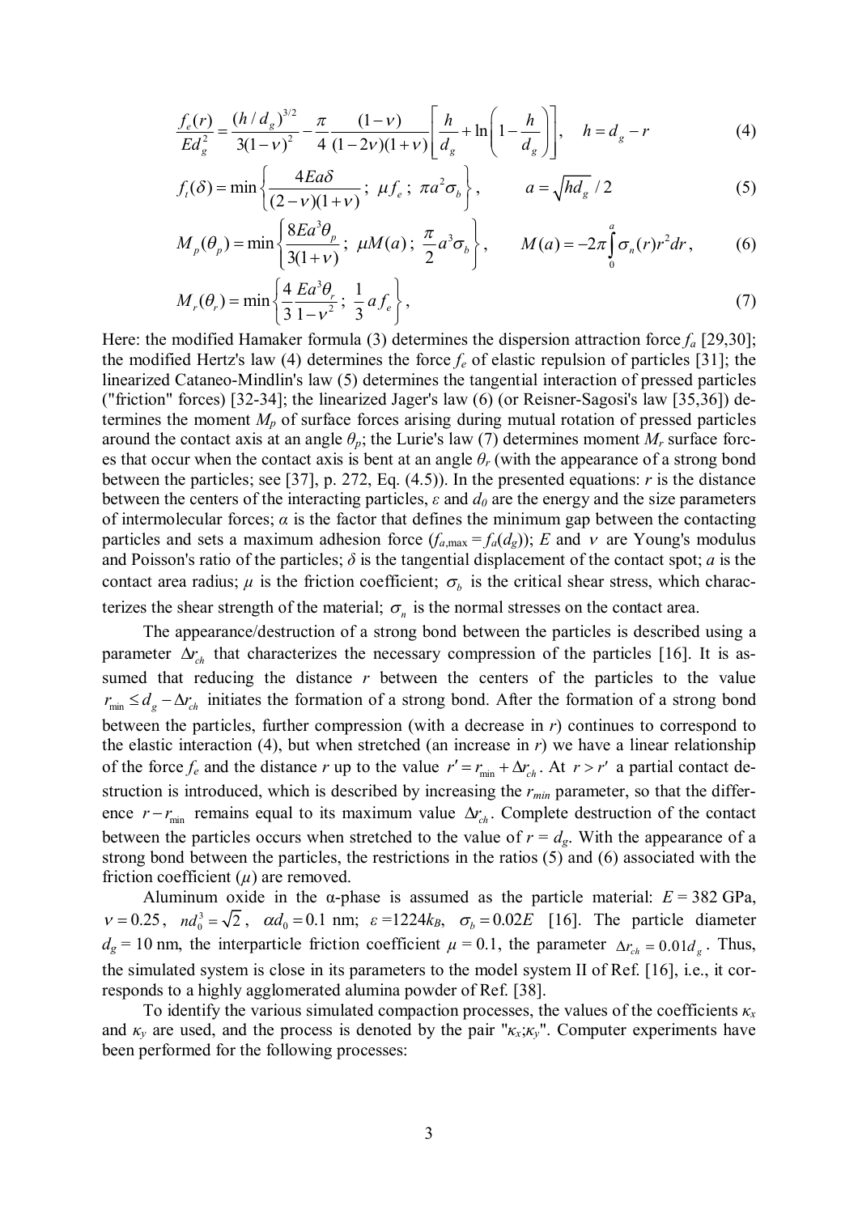$$\frac{f_e(r)}{Ed_g^2} = \frac{(h/d_g)^{3/2}}{3(1-\nu)^2} - \frac{\pi}{4}\frac{(1-\nu)}{(1-2\nu)(1+\nu)}\left[\frac{h}{d_g} + \ln\left(1-\frac{h}{d_g}\right)\right], \quad h = d_g - r \tag{4}$$

$$f_t(\delta) = \min\left\{\frac{4Ea\delta}{(2-\nu)(1+\nu)};\ \mu f_e;\ \pi a^2\sigma_b\right\}, \qquad a = \sqrt{hd_g}/2 \tag{5}$$

$$M_p(\theta_p) = \min\left\{\frac{8Ea^3\theta_p}{3(1+\nu)};\ \mu M(a);\ \frac{\pi}{2}a^3\sigma_b\right\}, \qquad M(a) = -2\pi\int_0^a \sigma_n(r)r^2dr, \tag{6}$$

$$M_r(\theta_r) = \min\left\{\frac{4}{3}\frac{Ea^3\theta_r}{1-\nu^2};\ \frac{1}{3}af_e\right\}, \tag{7}$$

Here: the modified Hamaker formula (3) determines the dispersion attraction force $f_a$ [29,30]; the modified Hertz's law (4) determines the force $f_e$ of elastic repulsion of particles [31]; the linearized Cataneo-Mindlin's law (5) determines the tangential interaction of pressed particles ("friction" forces) [32-34]; the linearized Jager's law (6) (or Reisner-Sagosi's law [35,36]) determines the moment $M_p$ of surface forces arising during mutual rotation of pressed particles around the contact axis at an angle $\theta_p$; the Lurie's law (7) determines moment $M_r$ surface forces that occur when the contact axis is bent at an angle $\theta_r$ (with the appearance of a strong bond between the particles; see [37], p. 272, Eq. (4.5)). In the presented equations: $r$ is the distance between the centers of the interacting particles, $\varepsilon$ and $d_0$ are the energy and the size parameters of intermolecular forces; $\alpha$ is the factor that defines the minimum gap between the contacting particles and sets a maximum adhesion force ($f_{a,\max} = f_a(d_g)$); $E$ and $\nu$ are Young's modulus and Poisson's ratio of the particles; $\delta$ is the tangential displacement of the contact spot; $a$ is the contact area radius; $\mu$ is the friction coefficient; $\sigma_b$ is the critical shear stress, which characterizes the shear strength of the material; $\sigma_n$ is the normal stresses on the contact area.

The appearance/destruction of a strong bond between the particles is described using a parameter $\Delta r_{ch}$ that characterizes the necessary compression of the particles [16]. It is assumed that reducing the distance $r$ between the centers of the particles to the value $r_{\min} \le d_g - \Delta r_{ch}$ initiates the formation of a strong bond. After the formation of a strong bond between the particles, further compression (with a decrease in $r$) continues to correspond to the elastic interaction (4), but when stretched (an increase in $r$) we have a linear relationship of the force $f_e$ and the distance $r$ up to the value $r' = r_{\min} + \Delta r_{ch}$. At $r > r'$ a partial contact destruction is introduced, which is described by increasing the $r_{min}$ parameter, so that the difference $r - r_{\min}$ remains equal to its maximum value $\Delta r_{ch}$. Complete destruction of the contact between the particles occurs when stretched to the value of $r = d_g$. With the appearance of a strong bond between the particles, the restrictions in the ratios (5) and (6) associated with the friction coefficient ($\mu$) are removed.

Aluminum oxide in the α-phase is assumed as the particle material: $E = 382$ GPa, $\nu = 0.25$, $nd_0^3 = \sqrt{2}$, $\alpha d_0 = 0.1$ nm; $\varepsilon = 1224k_B$, $\sigma_b = 0.02E$ [16]. The particle diameter $d_g = 10$ nm, the interparticle friction coefficient $\mu = 0.1$, the parameter $\Delta r_{ch} = 0.01d_g$. Thus, the simulated system is close in its parameters to the model system II of Ref. [16], i.e., it corresponds to a highly agglomerated alumina powder of Ref. [38].

To identify the various simulated compaction processes, the values of the coefficients $\kappa_x$ and $\kappa_y$ are used, and the process is denoted by the pair "$\kappa_x$;$\kappa_y$". Computer experiments have been performed for the following processes: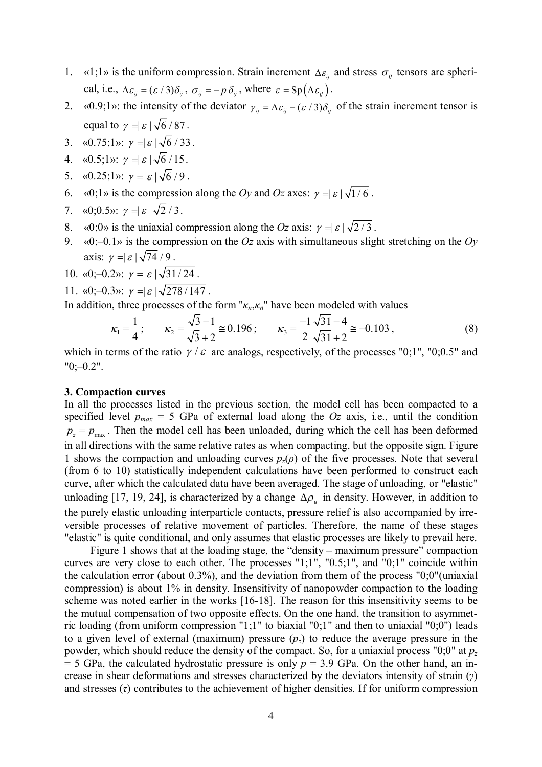1. «1;1» is the uniform compression. Strain increment $\Delta\varepsilon_{ij}$ and stress $\sigma_{ij}$ tensors are spherical, i.e., $\Delta\varepsilon_{ij} = (\varepsilon/3)\delta_{ij}$, $\sigma_{ij} = -p\,\delta_{ij}$, where $\varepsilon = \mathrm{Sp}\left(\Delta\varepsilon_{ij}\right)$.
2. «0.9;1»: the intensity of the deviator $\gamma_{ij} = \Delta\varepsilon_{ij} - (\varepsilon/3)\delta_{ij}$ of the strain increment tensor is equal to $\gamma = |\varepsilon|\sqrt{6}/87$.
3. «0.75;1»: $\gamma = |\varepsilon|\sqrt{6}/33$.
4. «0.5;1»: $\gamma = |\varepsilon|\sqrt{6}/15$.
5. «0.25;1»: $\gamma = |\varepsilon|\sqrt{6}/9$.
6. «0;1» is the compression along the *Oy* and *Oz* axes: $\gamma = |\varepsilon|\sqrt{1/6}$.
7. «0;0.5»: $\gamma = |\varepsilon|\sqrt{2}/3$.
8. «0;0» is the uniaxial compression along the *Oz* axis: $\gamma = |\varepsilon|\sqrt{2/3}$.
9. «0;–0.1» is the compression on the *Oz* axis with simultaneous slight stretching on the *Oy* axis: $\gamma = |\varepsilon|\sqrt{74}/9$.
10. «0;–0.2»: $\gamma = |\varepsilon|\sqrt{31/24}$.
11. «0;–0.3»: $\gamma = |\varepsilon|\sqrt{278/147}$.

In addition, three processes of the form "$\kappa_n$,$\kappa_n$" have been modeled with values

$$\kappa_1 = \frac{1}{4}; \qquad \kappa_2 = \frac{\sqrt{3}-1}{\sqrt{3}+2} \cong 0.196; \qquad \kappa_3 = \frac{-1}{2}\frac{\sqrt{31}-4}{\sqrt{31}+2} \cong -0.103, \tag{8}$$

which in terms of the ratio $\gamma/\varepsilon$ are analogs, respectively, of the processes "0;1", "0;0.5" and "0;–0.2".

## 3. Compaction curves

In all the processes listed in the previous section, the model cell has been compacted to a specified level $p_{max}$ = 5 GPa of external load along the *Oz* axis, i.e., until the condition $p_z = p_{\max}$. Then the model cell has been unloaded, during which the cell has been deformed in all directions with the same relative rates as when compacting, but the opposite sign. Figure 1 shows the compaction and unloading curves $p_z(\rho)$ of the five processes. Note that several (from 6 to 10) statistically independent calculations have been performed to construct each curve, after which the calculated data have been averaged. The stage of unloading, or "elastic" unloading [17, 19, 24], is characterized by a change $\Delta\rho_u$ in density. However, in addition to the purely elastic unloading interparticle contacts, pressure relief is also accompanied by irreversible processes of relative movement of particles. Therefore, the name of these stages "elastic" is quite conditional, and only assumes that elastic processes are likely to prevail here.

Figure 1 shows that at the loading stage, the "density – maximum pressure" compaction curves are very close to each other. The processes "1;1", "0.5;1", and "0;1" coincide within the calculation error (about 0.3%), and the deviation from them of the process "0;0"(uniaxial compression) is about 1% in density. Insensitivity of nanopowder compaction to the loading scheme was noted earlier in the works [16-18]. The reason for this insensitivity seems to be the mutual compensation of two opposite effects. On the one hand, the transition to asymmetric loading (from uniform compression "1;1" to biaxial "0;1" and then to uniaxial "0;0") leads to a given level of external (maximum) pressure ($p_z$) to reduce the average pressure in the powder, which should reduce the density of the compact. So, for a uniaxial process "0;0" at $p_z$ = 5 GPa, the calculated hydrostatic pressure is only $p$ = 3.9 GPa. On the other hand, an increase in shear deformations and stresses characterized by the deviators intensity of strain ($\gamma$) and stresses ($\tau$) contributes to the achievement of higher densities. If for uniform compression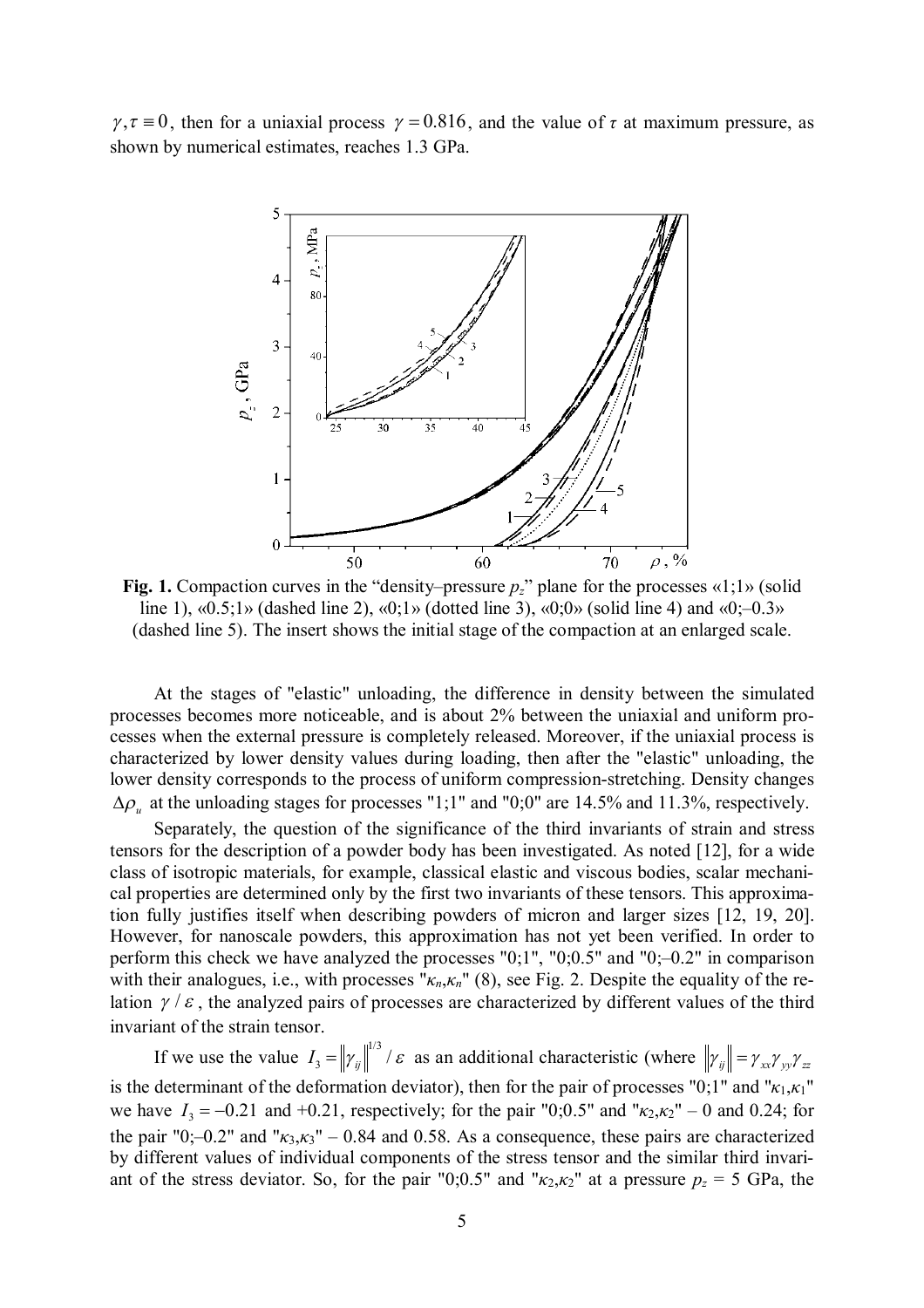$\gamma, \tau \equiv 0$, then for a uniaxial process $\gamma = 0.816$, and the value of $\tau$ at maximum pressure, as shown by numerical estimates, reaches 1.3 GPa.

$p_z$, GPa
5
4
3
2
1
0
50
60
70
$\rho$, %
1
2
3
4
5
$p_z$, MPa
80
40
0
25
30
35
40
45
1
2
3
4
5

**Fig. 1.** Compaction curves in the "density–pressure $p_z$" plane for the processes «1;1» (solid line 1), «0.5;1» (dashed line 2), «0;1» (dotted line 3), «0;0» (solid line 4) and «0;–0.3» (dashed line 5). The insert shows the initial stage of the compaction at an enlarged scale.

At the stages of "elastic" unloading, the difference in density between the simulated processes becomes more noticeable, and is about 2% between the uniaxial and uniform processes when the external pressure is completely released. Moreover, if the uniaxial process is characterized by lower density values during loading, then after the "elastic" unloading, the lower density corresponds to the process of uniform compression-stretching. Density changes $\Delta\rho_u$ at the unloading stages for processes "1;1" and "0;0" are 14.5% and 11.3%, respectively.

Separately, the question of the significance of the third invariants of strain and stress tensors for the description of a powder body has been investigated. As noted [12], for a wide class of isotropic materials, for example, classical elastic and viscous bodies, scalar mechanical properties are determined only by the first two invariants of these tensors. This approximation fully justifies itself when describing powders of micron and larger sizes [12, 19, 20]. However, for nanoscale powders, this approximation has not yet been verified. In order to perform this check we have analyzed the processes "0;1", "0;0.5" and "0;–0.2" in comparison with their analogues, i.e., with processes "$\kappa_n,\kappa_n$" (8), see Fig. 2. Despite the equality of the relation $\gamma / \varepsilon$, the analyzed pairs of processes are characterized by different values of the third invariant of the strain tensor.

If we use the value $I_3 = \left\| \gamma_{ij} \right\|^{1/3} / \varepsilon$ as an additional characteristic (where $\left\| \gamma_{ij} \right\| = \gamma_{xx}\gamma_{yy}\gamma_{zz}$ is the determinant of the deformation deviator), then for the pair of processes "0;1" and "$\kappa_1,\kappa_1$" we have $I_3 = -0.21$ and $+0.21$, respectively; for the pair "0;0.5" and "$\kappa_2,\kappa_2$" – 0 and 0.24; for the pair "0;–0.2" and "$\kappa_3,\kappa_3$" – 0.84 and 0.58. As a consequence, these pairs are characterized by different values of individual components of the stress tensor and the similar third invariant of the stress deviator. So, for the pair "0;0.5" and "$\kappa_2,\kappa_2$" at a pressure $p_z$ = 5 GPa, the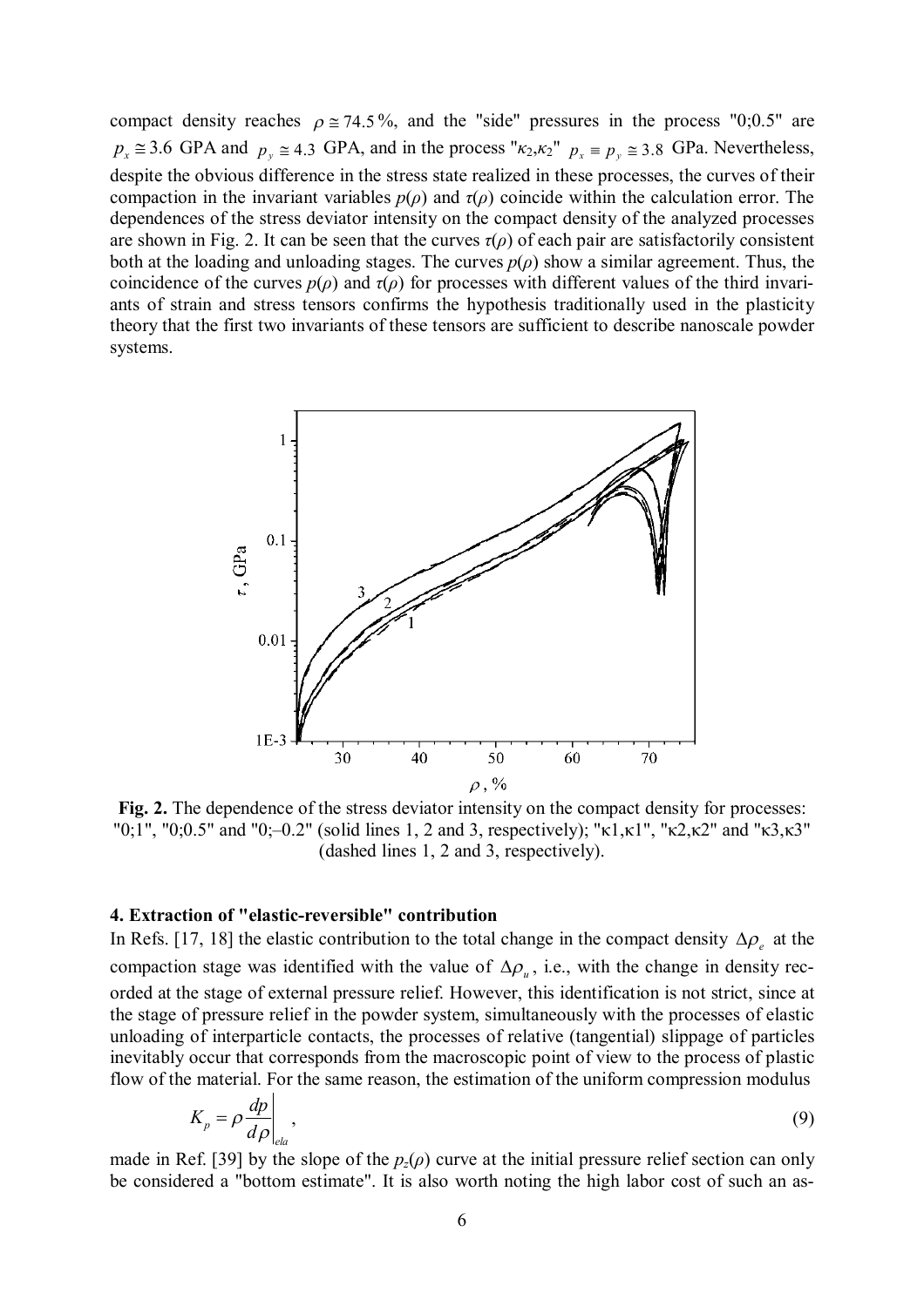compact density reaches $\rho \cong 74.5\,\%$, and the "side" pressures in the process "0;0.5" are $p_x \cong 3.6$ GPA and $p_y \cong 4.3$ GPA, and in the process "$\kappa_2$,$\kappa_2$" $p_x \equiv p_y \cong 3.8$ GPa. Nevertheless, despite the obvious difference in the stress state realized in these processes, the curves of their compaction in the invariant variables $p(\rho)$ and $\tau(\rho)$ coincide within the calculation error. The dependences of the stress deviator intensity on the compact density of the analyzed processes are shown in Fig. 2. It can be seen that the curves $\tau(\rho)$ of each pair are satisfactorily consistent both at the loading and unloading stages. The curves $p(\rho)$ show a similar agreement. Thus, the coincidence of the curves $p(\rho)$ and $\tau(\rho)$ for processes with different values of the third invariants of strain and stress tensors confirms the hypothesis traditionally used in the plasticity theory that the first two invariants of these tensors are sufficient to describe nanoscale powder systems.

$\tau$, GPa

1

0.1

0.01

1E-3

30 40 50 60 70

$\rho$, %

3

2

1

**Fig. 2.** The dependence of the stress deviator intensity on the compact density for processes: "0;1", "0;0.5" and "0;–0.2" (solid lines 1, 2 and 3, respectively); "κ1,κ1", "κ2,κ2" and "κ3,κ3" (dashed lines 1, 2 and 3, respectively).

### 4. Extraction of "elastic-reversible" contribution

In Refs. [17, 18] the elastic contribution to the total change in the compact density $\Delta\rho_e$ at the compaction stage was identified with the value of $\Delta\rho_u$, i.e., with the change in density recorded at the stage of external pressure relief. However, this identification is not strict, since at the stage of pressure relief in the powder system, simultaneously with the processes of elastic unloading of interparticle contacts, the processes of relative (tangential) slippage of particles inevitably occur that corresponds from the macroscopic point of view to the process of plastic flow of the material. For the same reason, the estimation of the uniform compression modulus

$$K_p = \rho \left. \frac{dp}{d\rho} \right|_{ela}, \tag{9}$$

made in Ref. [39] by the slope of the $p_z(\rho)$ curve at the initial pressure relief section can only be considered a "bottom estimate". It is also worth noting the high labor cost of such an as-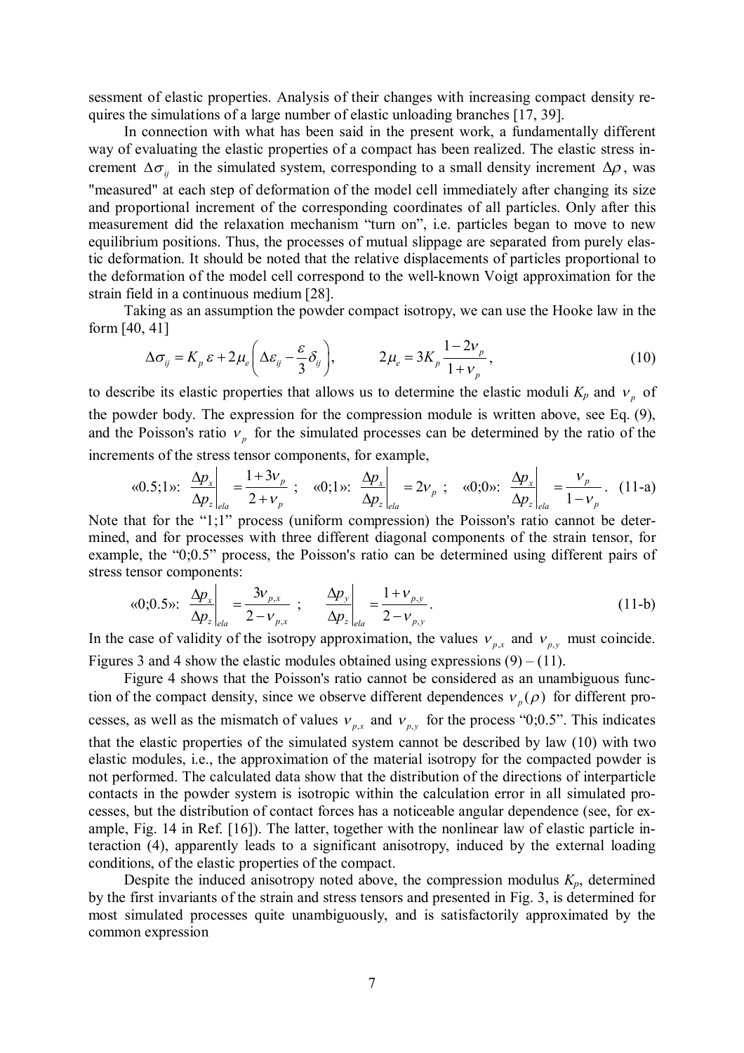sessment of elastic properties. Analysis of their changes with increasing compact density requires the simulations of a large number of elastic unloading branches [17, 39].

In connection with what has been said in the present work, a fundamentally different way of evaluating the elastic properties of a compact has been realized. The elastic stress increment $\Delta\sigma_{ij}$ in the simulated system, corresponding to a small density increment $\Delta\rho$, was "measured" at each step of deformation of the model cell immediately after changing its size and proportional increment of the corresponding coordinates of all particles. Only after this measurement did the relaxation mechanism "turn on", i.e. particles began to move to new equilibrium positions. Thus, the processes of mutual slippage are separated from purely elastic deformation. It should be noted that the relative displacements of particles proportional to the deformation of the model cell correspond to the well-known Voigt approximation for the strain field in a continuous medium [28].

Taking as an assumption the powder compact isotropy, we can use the Hooke law in the form [40, 41]

$$\Delta\sigma_{ij} = K_p\,\varepsilon + 2\mu_e\left(\Delta\varepsilon_{ij} - \frac{\varepsilon}{3}\delta_{ij}\right), \qquad 2\mu_e = 3K_p\frac{1-2\nu_p}{1+\nu_p}, \tag{10}$$

to describe its elastic properties that allows us to determine the elastic moduli $K_p$ and $\nu_p$ of the powder body. The expression for the compression module is written above, see Eq. (9), and the Poisson's ratio $\nu_p$ for the simulated processes can be determined by the ratio of the increments of the stress tensor components, for example,

$$\text{«0.5;1»:}\ \left.\frac{\Delta p_x}{\Delta p_z}\right|_{ela} = \frac{1+3\nu_p}{2+\nu_p}\ ;\quad \text{«0;1»:}\ \left.\frac{\Delta p_x}{\Delta p_z}\right|_{ela} = 2\nu_p\ ;\quad \text{«0;0»:}\ \left.\frac{\Delta p_x}{\Delta p_z}\right|_{ela} = \frac{\nu_p}{1-\nu_p}. \tag{11-a}$$

Note that for the "1;1" process (uniform compression) the Poisson's ratio cannot be determined, and for processes with three different diagonal components of the strain tensor, for example, the "0;0.5" process, the Poisson's ratio can be determined using different pairs of stress tensor components:

$$\text{«0;0.5»:}\ \left.\frac{\Delta p_x}{\Delta p_z}\right|_{ela} = \frac{3\nu_{p,x}}{2-\nu_{p,x}}\ ;\quad \left.\frac{\Delta p_y}{\Delta p_z}\right|_{ela} = \frac{1+\nu_{p,y}}{2-\nu_{p,y}}. \tag{11-b}$$

In the case of validity of the isotropy approximation, the values $\nu_{p,x}$ and $\nu_{p,y}$ must coincide. Figures 3 and 4 show the elastic modules obtained using expressions (9) – (11).

Figure 4 shows that the Poisson's ratio cannot be considered as an unambiguous function of the compact density, since we observe different dependences $\nu_p(\rho)$ for different processes, as well as the mismatch of values $\nu_{p,x}$ and $\nu_{p,y}$ for the process "0;0.5". This indicates that the elastic properties of the simulated system cannot be described by law (10) with two elastic modules, i.e., the approximation of the material isotropy for the compacted powder is not performed. The calculated data show that the distribution of the directions of interparticle contacts in the powder system is isotropic within the calculation error in all simulated processes, but the distribution of contact forces has a noticeable angular dependence (see, for example, Fig. 14 in Ref. [16]). The latter, together with the nonlinear law of elastic particle interaction (4), apparently leads to a significant anisotropy, induced by the external loading conditions, of the elastic properties of the compact.

Despite the induced anisotropy noted above, the compression modulus $K_p$, determined by the first invariants of the strain and stress tensors and presented in Fig. 3, is determined for most simulated processes quite unambiguously, and is satisfactorily approximated by the common expression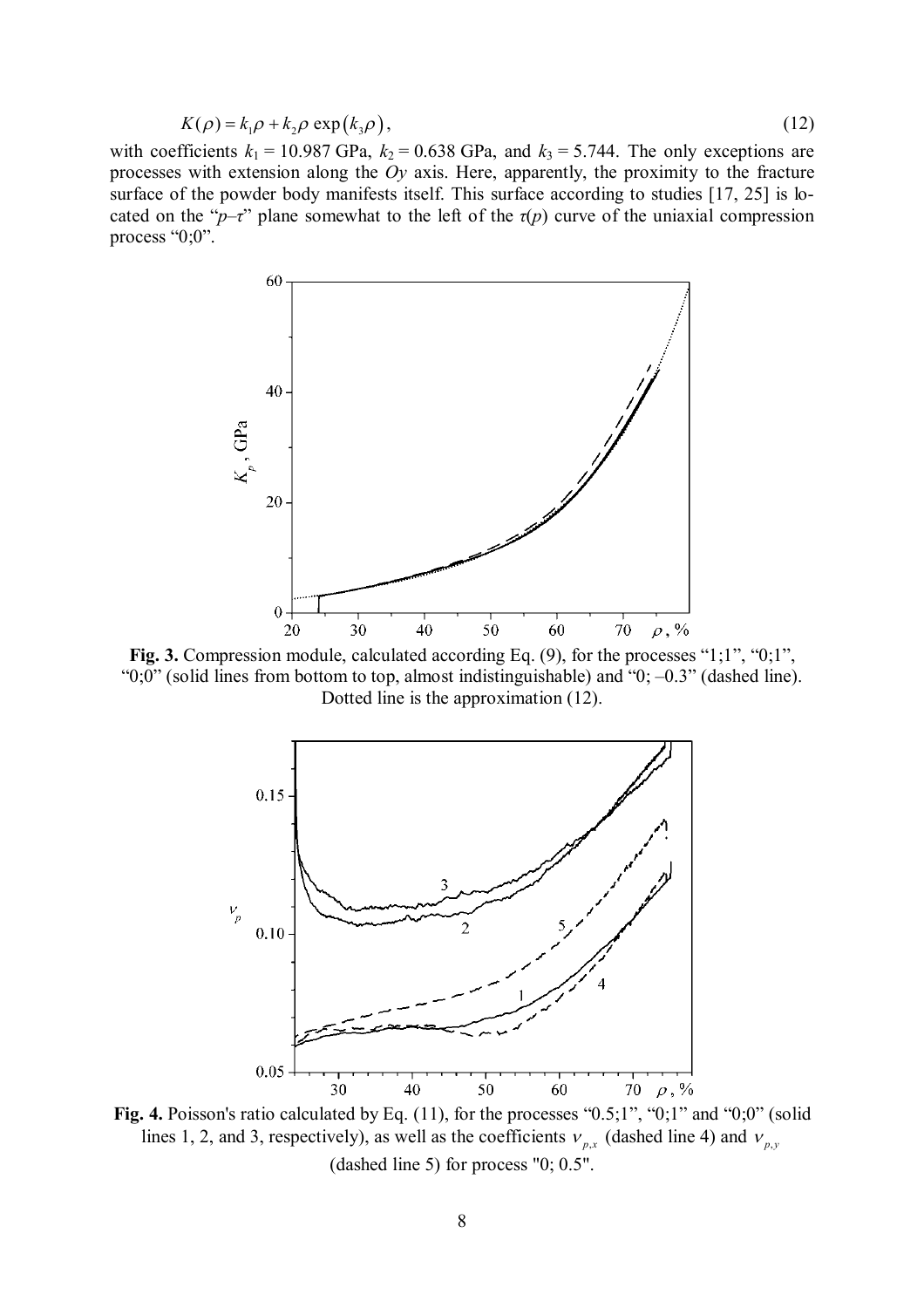$$K(\rho) = k_1\rho + k_2\rho\exp(k_3\rho), \tag{12}$$

with coefficients $k_1 = 10.987$ GPa, $k_2 = 0.638$ GPa, and $k_3 = 5.744$. The only exceptions are processes with extension along the *Oy* axis. Here, apparently, the proximity to the fracture surface of the powder body manifests itself. This surface according to studies [17, 25] is located on the "$p$–$\tau$" plane somewhat to the left of the $\tau(p)$ curve of the uniaxial compression process "0;0".

$K_p$, GPa

60
40
20
0
20 30 40 50 60 70 $\rho$, %

**Fig. 3.** Compression module, calculated according Eq. (9), for the processes "1;1", "0;1", "0;0" (solid lines from bottom to top, almost indistinguishable) and "0; –0.3" (dashed line). Dotted line is the approximation (12).

$\nu_p$

0.15
0.10
0.05
30 40 50 60 70 $\rho$, %

1 2 3 4 5

**Fig. 4.** Poisson's ratio calculated by Eq. (11), for the processes "0.5;1", "0;1" and "0;0" (solid lines 1, 2, and 3, respectively), as well as the coefficients $\nu_{p,x}$ (dashed line 4) and $\nu_{p,y}$ (dashed line 5) for process "0; 0.5".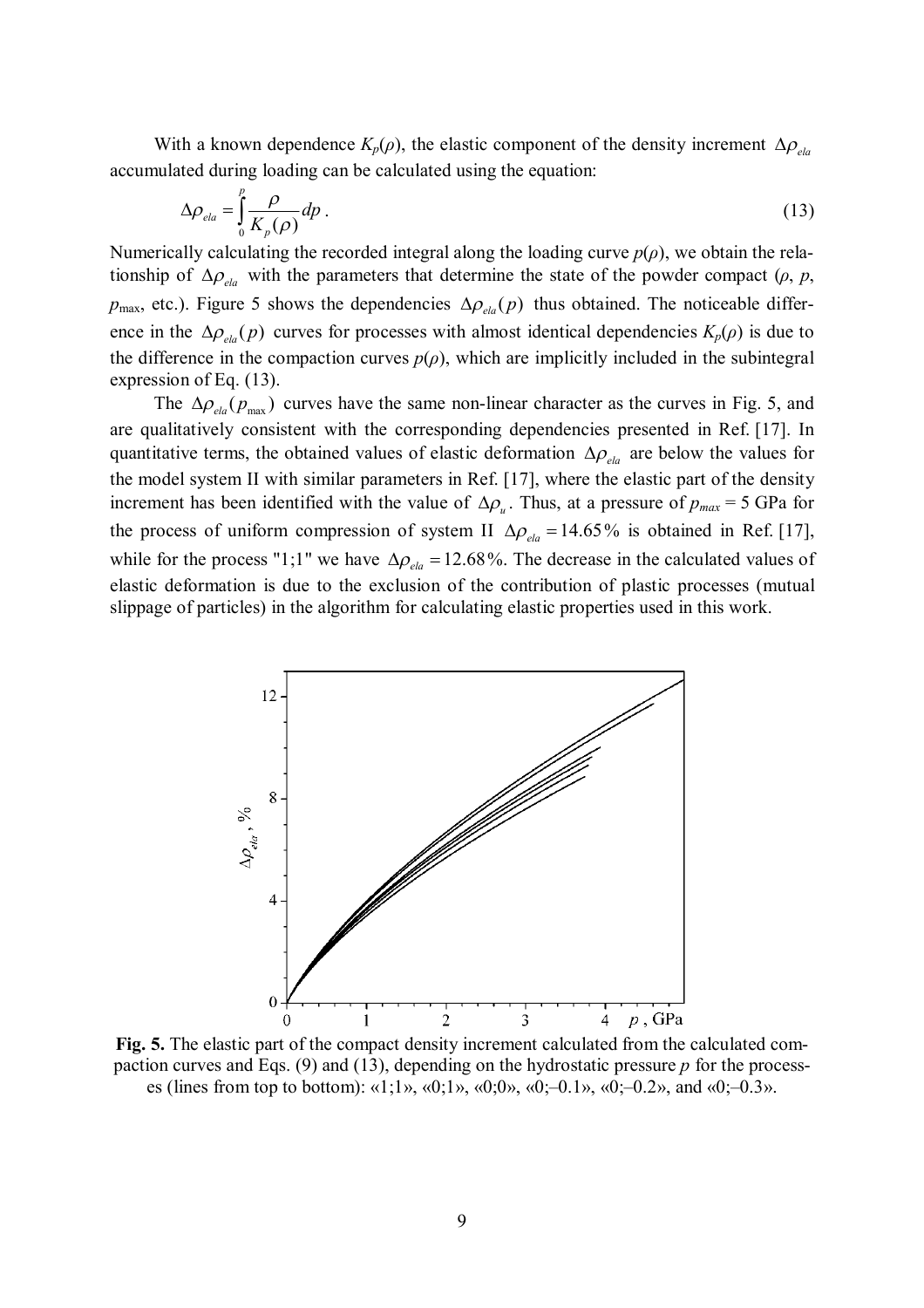With a known dependence $K_p(\rho)$, the elastic component of the density increment $\Delta\rho_{ela}$ accumulated during loading can be calculated using the equation:

$$\Delta\rho_{ela} = \int_0^p \frac{\rho}{K_p(\rho)} dp . \tag{13}$$

Numerically calculating the recorded integral along the loading curve $p(\rho)$, we obtain the relationship of $\Delta\rho_{ela}$ with the parameters that determine the state of the powder compact ($\rho$, $p$, $p_{\max}$, etc.). Figure 5 shows the dependencies $\Delta\rho_{ela}(p)$ thus obtained. The noticeable difference in the $\Delta\rho_{ela}(p)$ curves for processes with almost identical dependencies $K_p(\rho)$ is due to the difference in the compaction curves $p(\rho)$, which are implicitly included in the subintegral expression of Eq. (13).

The $\Delta\rho_{ela}(p_{\max})$ curves have the same non-linear character as the curves in Fig. 5, and are qualitatively consistent with the corresponding dependencies presented in Ref. [17]. In quantitative terms, the obtained values of elastic deformation $\Delta\rho_{ela}$ are below the values for the model system II with similar parameters in Ref. [17], where the elastic part of the density increment has been identified with the value of $\Delta\rho_u$. Thus, at a pressure of $p_{max}$ = 5 GPa for the process of uniform compression of system II $\Delta\rho_{ela} = 14.65\%$ is obtained in Ref. [17], while for the process "1;1" we have $\Delta\rho_{ela} = 12.68\%$. The decrease in the calculated values of elastic deformation is due to the exclusion of the contribution of plastic processes (mutual slippage of particles) in the algorithm for calculating elastic properties used in this work.

$\Delta\rho_{ela}$, %

12

8

4

0

0 1 2 3 4 $p$ , GPa

**Fig. 5.** The elastic part of the compact density increment calculated from the calculated compaction curves and Eqs. (9) and (13), depending on the hydrostatic pressure $p$ for the processes (lines from top to bottom): «1;1», «0;1», «0;0», «0;–0.1», «0;–0.2», and «0;–0.3».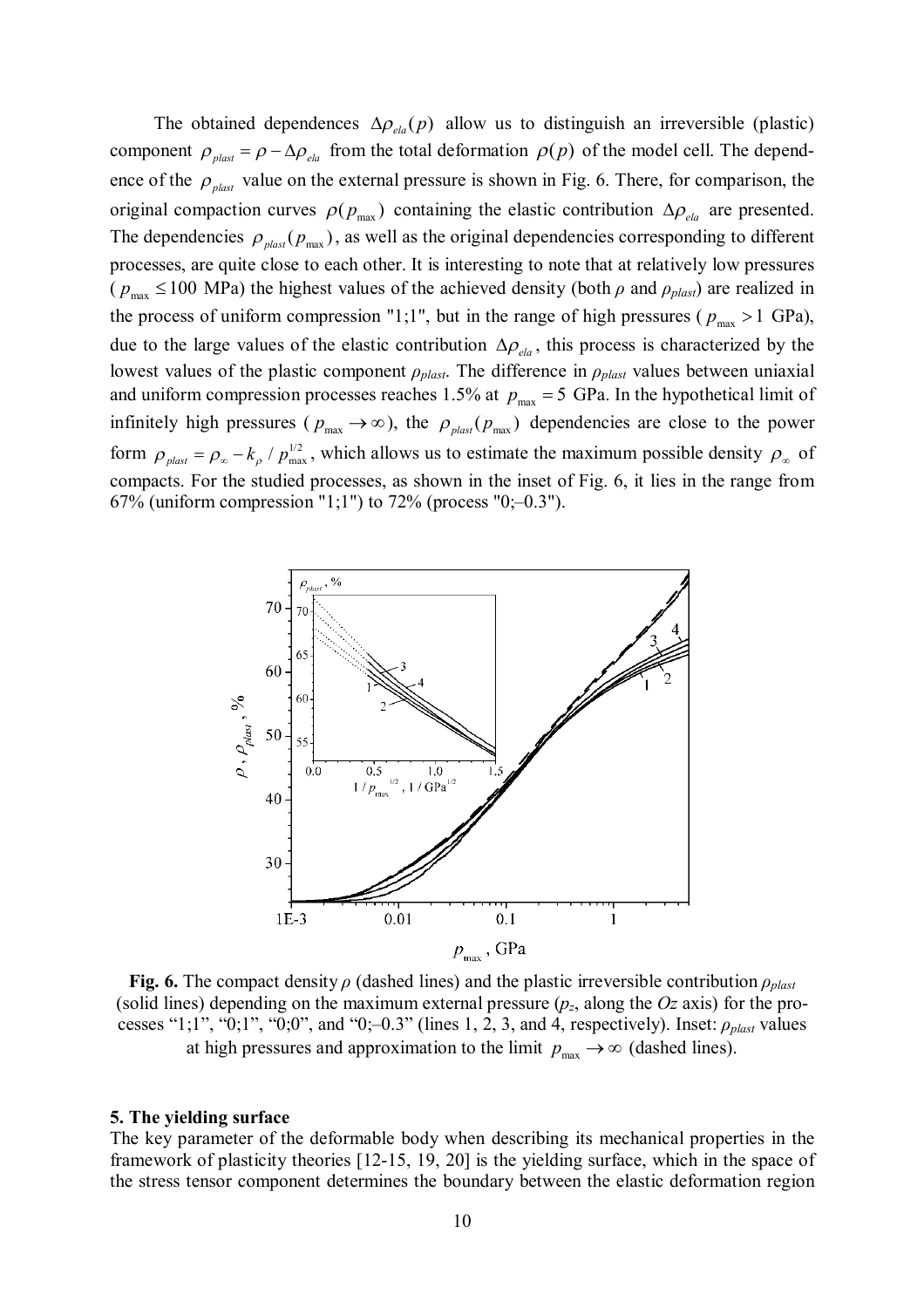The obtained dependences $\Delta\rho_{ela}(p)$ allow us to distinguish an irreversible (plastic) component $\rho_{plast} = \rho - \Delta\rho_{ela}$ from the total deformation $\rho(p)$ of the model cell. The dependence of the $\rho_{plast}$ value on the external pressure is shown in Fig. 6. There, for comparison, the original compaction curves $\rho(p_{\max})$ containing the elastic contribution $\Delta\rho_{ela}$ are presented. The dependencies $\rho_{plast}(p_{\max})$, as well as the original dependencies corresponding to different processes, are quite close to each other. It is interesting to note that at relatively low pressures ($p_{\max} \le 100$ MPa) the highest values of the achieved density (both $\rho$ and $\rho_{plast}$) are realized in the process of uniform compression "1;1", but in the range of high pressures ($p_{\max} > 1$ GPa), due to the large values of the elastic contribution $\Delta\rho_{ela}$, this process is characterized by the lowest values of the plastic component $\rho_{plast}$. The difference in $\rho_{plast}$ values between uniaxial and uniform compression processes reaches 1.5% at $p_{\max} = 5$ GPa. In the hypothetical limit of infinitely high pressures ($p_{\max} \to \infty$), the $\rho_{plast}(p_{\max})$ dependencies are close to the power form $\rho_{plast} = \rho_{\infty} - k_{\rho} / p_{\max}^{1/2}$, which allows us to estimate the maximum possible density $\rho_{\infty}$ of compacts. For the studied processes, as shown in the inset of Fig. 6, it lies in the range from 67% (uniform compression "1;1") to 72% (process "0;–0.3").

$\rho$, $\rho_{plast}$, %

$p_{\max}$, GPa

Inset: $\rho_{plast}$, %; $1/p_{\max}^{1/2}$, 1 / GPa$^{1/2}$

**Fig. 6.** The compact density $\rho$ (dashed lines) and the plastic irreversible contribution $\rho_{plast}$ (solid lines) depending on the maximum external pressure ($p_z$, along the $Oz$ axis) for the processes "1;1", "0;1", "0;0", and "0;–0.3" (lines 1, 2, 3, and 4, respectively). Inset: $\rho_{plast}$ values at high pressures and approximation to the limit $p_{\max} \to \infty$ (dashed lines).

## 5. The yielding surface

The key parameter of the deformable body when describing its mechanical properties in the framework of plasticity theories [12-15, 19, 20] is the yielding surface, which in the space of the stress tensor component determines the boundary between the elastic deformation region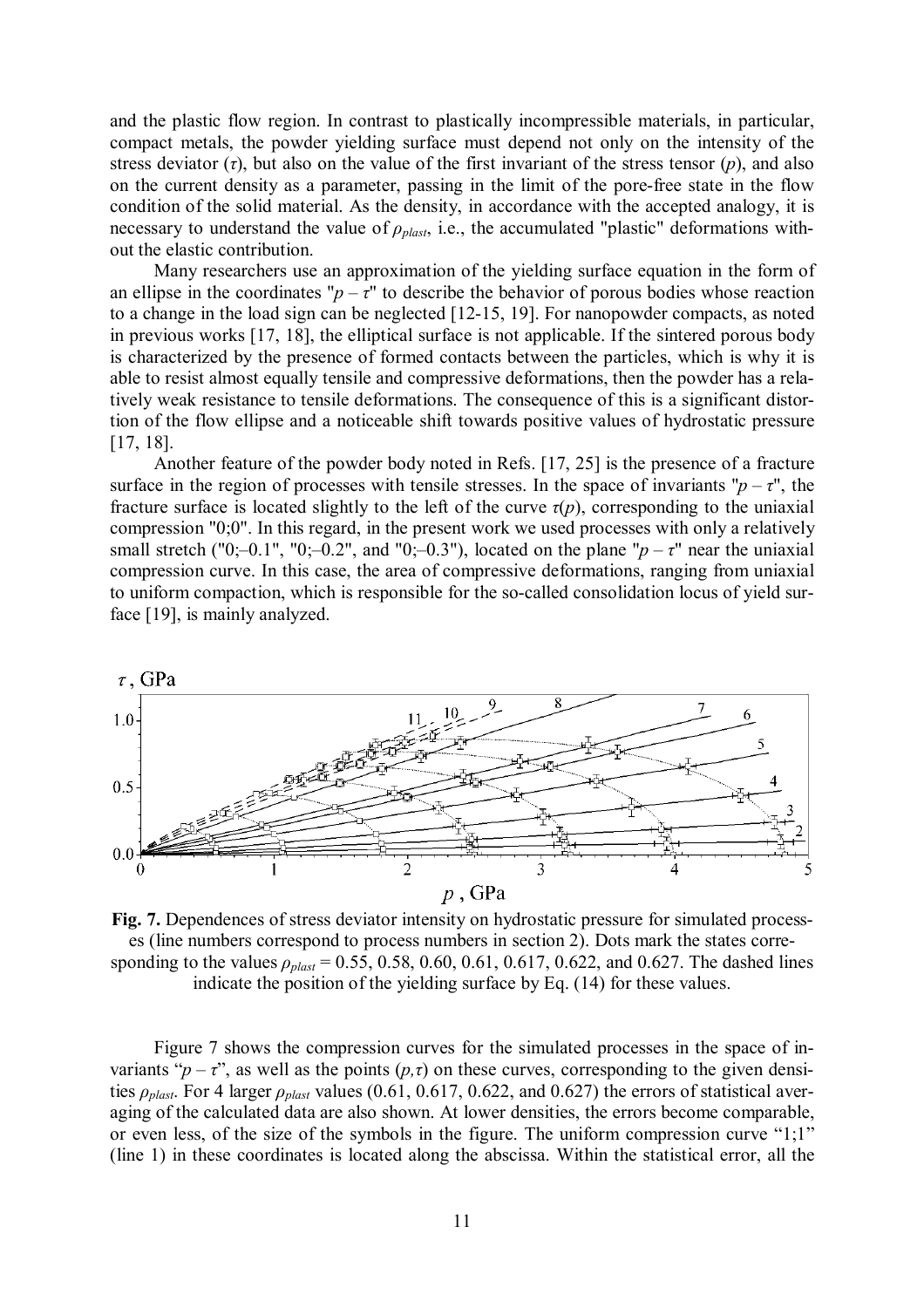and the plastic flow region. In contrast to plastically incompressible materials, in particular, compact metals, the powder yielding surface must depend not only on the intensity of the stress deviator ($\tau$), but also on the value of the first invariant of the stress tensor ($p$), and also on the current density as a parameter, passing in the limit of the pore-free state in the flow condition of the solid material. As the density, in accordance with the accepted analogy, it is necessary to understand the value of $\rho_{plast}$, i.e., the accumulated "plastic" deformations without the elastic contribution.

Many researchers use an approximation of the yielding surface equation in the form of an ellipse in the coordinates "$p - \tau$" to describe the behavior of porous bodies whose reaction to a change in the load sign can be neglected [12-15, 19]. For nanopowder compacts, as noted in previous works [17, 18], the elliptical surface is not applicable. If the sintered porous body is characterized by the presence of formed contacts between the particles, which is why it is able to resist almost equally tensile and compressive deformations, then the powder has a relatively weak resistance to tensile deformations. The consequence of this is a significant distortion of the flow ellipse and a noticeable shift towards positive values of hydrostatic pressure [17, 18].

Another feature of the powder body noted in Refs. [17, 25] is the presence of a fracture surface in the region of processes with tensile stresses. In the space of invariants "$p - \tau$", the fracture surface is located slightly to the left of the curve $\tau(p)$, corresponding to the uniaxial compression "0;0". In this regard, in the present work we used processes with only a relatively small stretch ("0;–0.1", "0;–0.2", and "0;–0.3"), located on the plane "$p - \tau$" near the uniaxial compression curve. In this case, the area of compressive deformations, ranging from uniaxial to uniform compaction, which is responsible for the so-called consolidation locus of yield surface [19], is mainly analyzed.

$\tau$, GPa

1.0
0.5
0.0
0
1
2
3
4
5

$p$, GPa

11 10 9 8 7 6 5 4 3 2

**Fig. 7.** Dependences of stress deviator intensity on hydrostatic pressure for simulated processes (line numbers correspond to process numbers in section 2). Dots mark the states corresponding to the values $\rho_{plast}$ = 0.55, 0.58, 0.60, 0.61, 0.617, 0.622, and 0.627. The dashed lines indicate the position of the yielding surface by Eq. (14) for these values.

Figure 7 shows the compression curves for the simulated processes in the space of invariants "$p - \tau$", as well as the points ($p,\tau$) on these curves, corresponding to the given densities $\rho_{plast}$. For 4 larger $\rho_{plast}$ values (0.61, 0.617, 0.622, and 0.627) the errors of statistical averaging of the calculated data are also shown. At lower densities, the errors become comparable, or even less, of the size of the symbols in the figure. The uniform compression curve "1;1" (line 1) in these coordinates is located along the abscissa. Within the statistical error, all the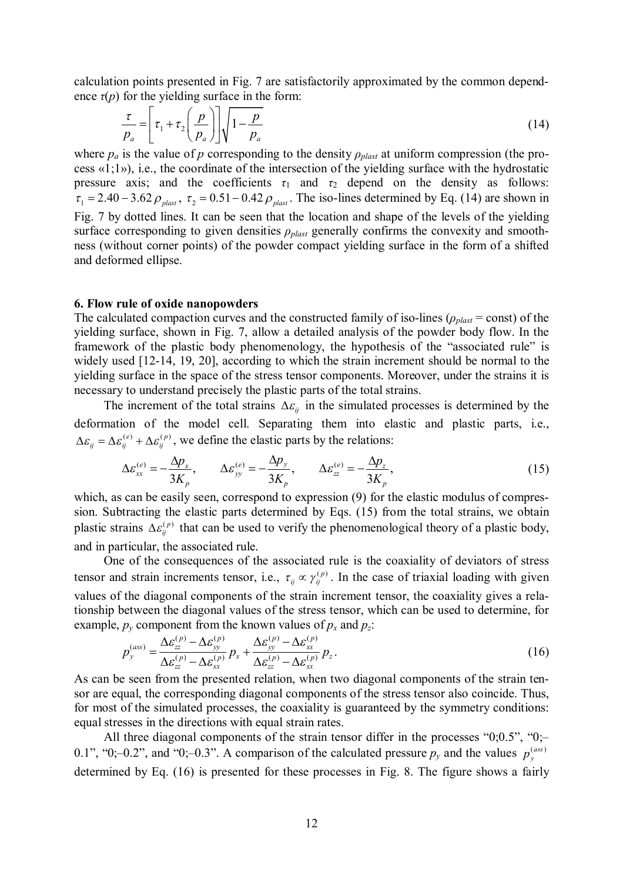calculation points presented in Fig. 7 are satisfactorily approximated by the common dependence $\tau(p)$ for the yielding surface in the form:

$$\frac{\tau}{p_a} = \left[ \tau_1 + \tau_2 \left( \frac{p}{p_a} \right) \right] \sqrt{1 - \frac{p}{p_a}} \tag{14}$$

where $p_a$ is the value of $p$ corresponding to the density $\rho_{plast}$ at uniform compression (the process «1;1»), i.e., the coordinate of the intersection of the yielding surface with the hydrostatic pressure axis; and the coefficients $\tau_1$ and $\tau_2$ depend on the density as follows: $\tau_1 = 2.40 - 3.62\,\rho_{plast}$, $\tau_2 = 0.51 - 0.42\,\rho_{plast}$. The iso-lines determined by Eq. (14) are shown in Fig. 7 by dotted lines. It can be seen that the location and shape of the levels of the yielding surface corresponding to given densities $\rho_{plast}$ generally confirms the convexity and smoothness (without corner points) of the powder compact yielding surface in the form of a shifted and deformed ellipse.

## 6. Flow rule of oxide nanopowders

The calculated compaction curves and the constructed family of iso-lines ($\rho_{plast}$ = const) of the yielding surface, shown in Fig. 7, allow a detailed analysis of the powder body flow. In the framework of the plastic body phenomenology, the hypothesis of the "associated rule" is widely used [12-14, 19, 20], according to which the strain increment should be normal to the yielding surface in the space of the stress tensor components. Moreover, under the strains it is necessary to understand precisely the plastic parts of the total strains.

The increment of the total strains $\Delta\varepsilon_{ij}$ in the simulated processes is determined by the deformation of the model cell. Separating them into elastic and plastic parts, i.e., $\Delta\varepsilon_{ij} = \Delta\varepsilon_{ij}^{(e)} + \Delta\varepsilon_{ij}^{(p)}$, we define the elastic parts by the relations:

$$\Delta\varepsilon_{xx}^{(e)} = -\frac{\Delta p_x}{3K_p}, \qquad \Delta\varepsilon_{yy}^{(e)} = -\frac{\Delta p_y}{3K_p}, \qquad \Delta\varepsilon_{zz}^{(e)} = -\frac{\Delta p_z}{3K_p}, \tag{15}$$

which, as can be easily seen, correspond to expression (9) for the elastic modulus of compression. Subtracting the elastic parts determined by Eqs. (15) from the total strains, we obtain plastic strains $\Delta\varepsilon_{ij}^{(p)}$ that can be used to verify the phenomenological theory of a plastic body, and in particular, the associated rule.

One of the consequences of the associated rule is the coaxiality of deviators of stress tensor and strain increments tensor, i.e., $\tau_{ij} \propto \gamma_{ij}^{(p)}$. In the case of triaxial loading with given values of the diagonal components of the strain increment tensor, the coaxiality gives a relationship between the diagonal values of the stress tensor, which can be used to determine, for example, $p_y$ component from the known values of $p_x$ and $p_z$:

$$p_y^{(ass)} = \frac{\Delta\varepsilon_{zz}^{(p)} - \Delta\varepsilon_{yy}^{(p)}}{\Delta\varepsilon_{zz}^{(p)} - \Delta\varepsilon_{xx}^{(p)}}\, p_x + \frac{\Delta\varepsilon_{yy}^{(p)} - \Delta\varepsilon_{xx}^{(p)}}{\Delta\varepsilon_{zz}^{(p)} - \Delta\varepsilon_{xx}^{(p)}}\, p_z. \tag{16}$$

As can be seen from the presented relation, when two diagonal components of the strain tensor are equal, the corresponding diagonal components of the stress tensor also coincide. Thus, for most of the simulated processes, the coaxiality is guaranteed by the symmetry conditions: equal stresses in the directions with equal strain rates.

All three diagonal components of the strain tensor differ in the processes "0;0.5", "0;–0.1", "0;–0.2", and "0;–0.3". A comparison of the calculated pressure $p_y$ and the values $p_y^{(ass)}$ determined by Eq. (16) is presented for these processes in Fig. 8. The figure shows a fairly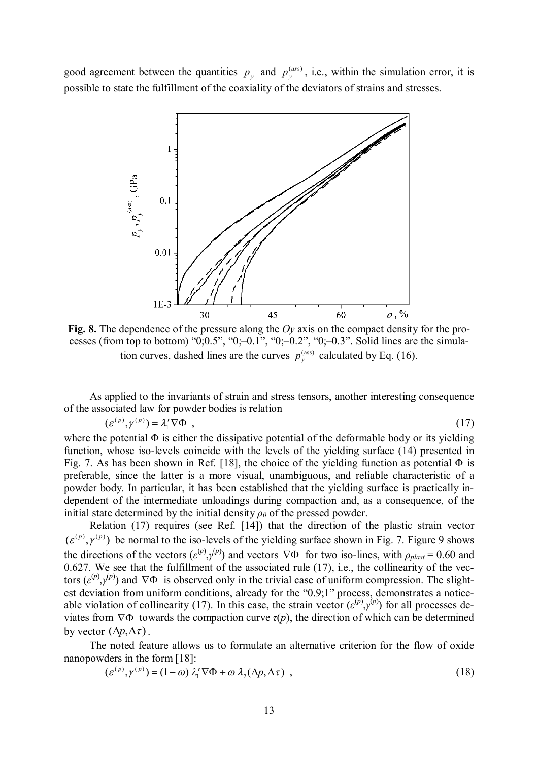good agreement between the quantities $p_y$ and $p_y^{(ass)}$, i.e., within the simulation error, it is possible to state the fulfillment of the coaxiality of the deviators of strains and stresses.

$p_y$, $p_y^{(ass)}$, GPa

1

0.1

0.01

1E-3

30

45

60

$\rho$, %

**Fig. 8.** The dependence of the pressure along the *Oy* axis on the compact density for the processes (from top to bottom) "0;0.5", "0;–0.1", "0;–0.2", "0;–0.3". Solid lines are the simulation curves, dashed lines are the curves $p_y^{(ass)}$ calculated by Eq. (16).

As applied to the invariants of strain and stress tensors, another interesting consequence of the associated law for powder bodies is relation

$$(\varepsilon^{(p)}, \gamma^{(p)}) = \lambda_1' \nabla\Phi \ , \tag{17}$$

where the potential $\Phi$ is either the dissipative potential of the deformable body or its yielding function, whose iso-levels coincide with the levels of the yielding surface (14) presented in Fig. 7. As has been shown in Ref. [18], the choice of the yielding function as potential $\Phi$ is preferable, since the latter is a more visual, unambiguous, and reliable characteristic of a powder body. In particular, it has been established that the yielding surface is practically independent of the intermediate unloadings during compaction and, as a consequence, of the initial state determined by the initial density $\rho_0$ of the pressed powder.

Relation (17) requires (see Ref. [14]) that the direction of the plastic strain vector $(\varepsilon^{(p)}, \gamma^{(p)})$ be normal to the iso-levels of the yielding surface shown in Fig. 7. Figure 9 shows the directions of the vectors $(\varepsilon^{(p)}, \gamma^{(p)})$ and vectors $\nabla\Phi$ for two iso-lines, with $\rho_{plast} = 0.60$ and 0.627. We see that the fulfillment of the associated rule (17), i.e., the collinearity of the vectors $(\varepsilon^{(p)}, \gamma^{(p)})$ and $\nabla\Phi$ is observed only in the trivial case of uniform compression. The slightest deviation from uniform conditions, already for the "0.9;1" process, demonstrates a noticeable violation of collinearity (17). In this case, the strain vector $(\varepsilon^{(p)}, \gamma^{(p)})$ for all processes deviates from $\nabla\Phi$ towards the compaction curve $\tau(p)$, the direction of which can be determined by vector $(\Delta p, \Delta\tau)$.

The noted feature allows us to formulate an alternative criterion for the flow of oxide nanopowders in the form [18]:

$$(\varepsilon^{(p)}, \gamma^{(p)}) = (1-\omega)\,\lambda_1' \nabla\Phi + \omega\,\lambda_2 (\Delta p, \Delta\tau) \ , \tag{18}$$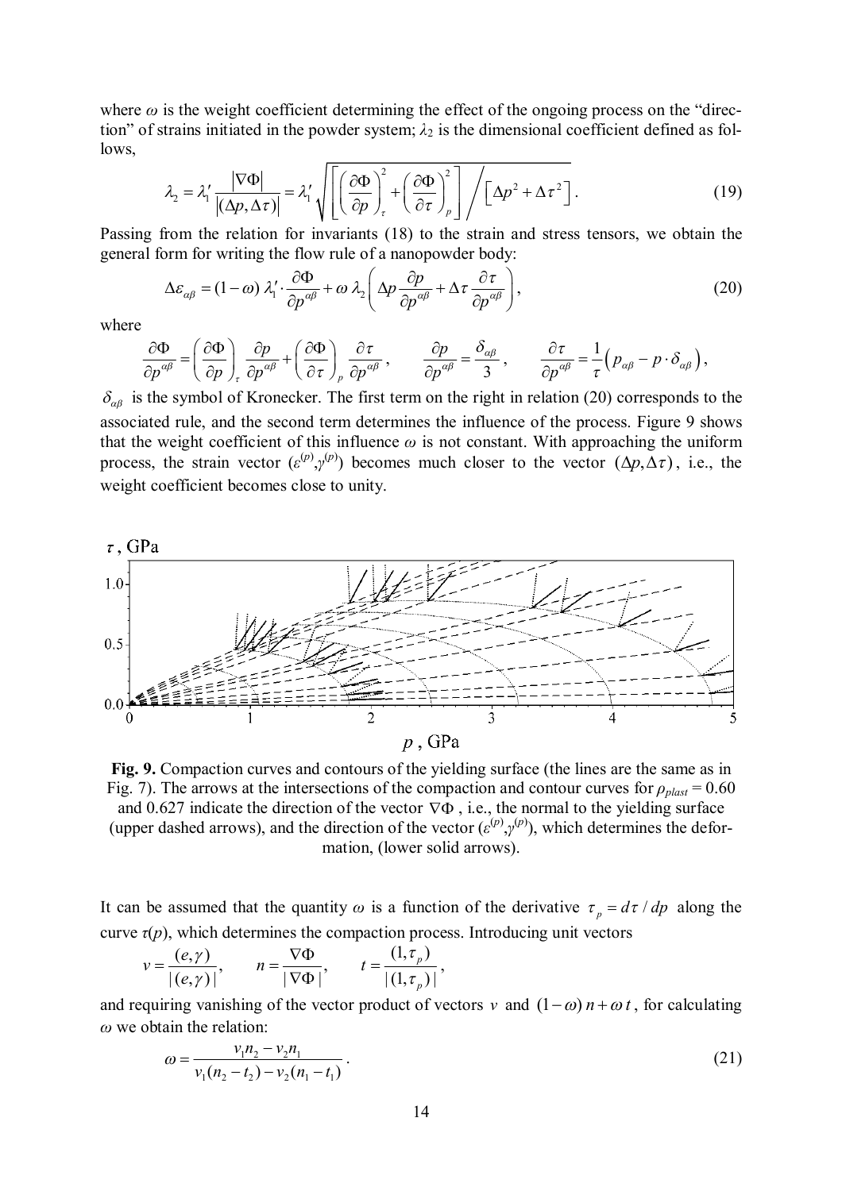where $\omega$ is the weight coefficient determining the effect of the ongoing process on the "direction" of strains initiated in the powder system; $\lambda_2$ is the dimensional coefficient defined as follows,

$$\lambda_2 = \lambda_1' \frac{|\nabla\Phi|}{|(\Delta p, \Delta\tau)|} = \lambda_1' \sqrt{\left[\left(\frac{\partial\Phi}{\partial p}\right)_\tau^2 + \left(\frac{\partial\Phi}{\partial\tau}\right)_p^2\right] \Big/ \left[\Delta p^2 + \Delta\tau^2\right]}. \tag{19}$$

Passing from the relation for invariants (18) to the strain and stress tensors, we obtain the general form for writing the flow rule of a nanopowder body:

$$\Delta\varepsilon_{\alpha\beta} = (1-\omega)\,\lambda_1' \cdot \frac{\partial\Phi}{\partial p^{\alpha\beta}} + \omega\,\lambda_2 \left(\Delta p \frac{\partial p}{\partial p^{\alpha\beta}} + \Delta\tau \frac{\partial\tau}{\partial p^{\alpha\beta}}\right), \tag{20}$$

where

$$\frac{\partial\Phi}{\partial p^{\alpha\beta}} = \left(\frac{\partial\Phi}{\partial p}\right)_\tau \frac{\partial p}{\partial p^{\alpha\beta}} + \left(\frac{\partial\Phi}{\partial\tau}\right)_p \frac{\partial\tau}{\partial p^{\alpha\beta}}, \qquad \frac{\partial p}{\partial p^{\alpha\beta}} = \frac{\delta_{\alpha\beta}}{3}, \qquad \frac{\partial\tau}{\partial p^{\alpha\beta}} = \frac{1}{\tau}\left(p_{\alpha\beta} - p\cdot\delta_{\alpha\beta}\right),$$

$\delta_{\alpha\beta}$ is the symbol of Kronecker. The first term on the right in relation (20) corresponds to the associated rule, and the second term determines the influence of the process. Figure 9 shows that the weight coefficient of this influence $\omega$ is not constant. With approaching the uniform process, the strain vector $(\varepsilon^{(p)},\gamma^{(p)})$ becomes much closer to the vector $(\Delta p, \Delta\tau)$, i.e., the weight coefficient becomes close to unity.

τ, GPa
1.0
0.5
0.0
0
1
2
3
4
5
p, GPa

**Fig. 9.** Compaction curves and contours of the yielding surface (the lines are the same as in Fig. 7). The arrows at the intersections of the compaction and contour curves for $\rho_{plast}$ = 0.60 and 0.627 indicate the direction of the vector $\nabla\Phi$, i.e., the normal to the yielding surface (upper dashed arrows), and the direction of the vector $(\varepsilon^{(p)},\gamma^{(p)})$, which determines the deformation, (lower solid arrows).

It can be assumed that the quantity $\omega$ is a function of the derivative $\tau_p = d\tau/dp$ along the curve $\tau(p)$, which determines the compaction process. Introducing unit vectors

$$v = \frac{(e,\gamma)}{|(e,\gamma)|}, \qquad n = \frac{\nabla\Phi}{|\nabla\Phi|}, \qquad t = \frac{(1,\tau_p)}{|(1,\tau_p)|},$$

and requiring vanishing of the vector product of vectors $v$ and $(1-\omega)\,n + \omega\,t$, for calculating $\omega$ we obtain the relation:

$$\omega = \frac{v_1 n_2 - v_2 n_1}{v_1(n_2 - t_2) - v_2(n_1 - t_1)}. \tag{21}$$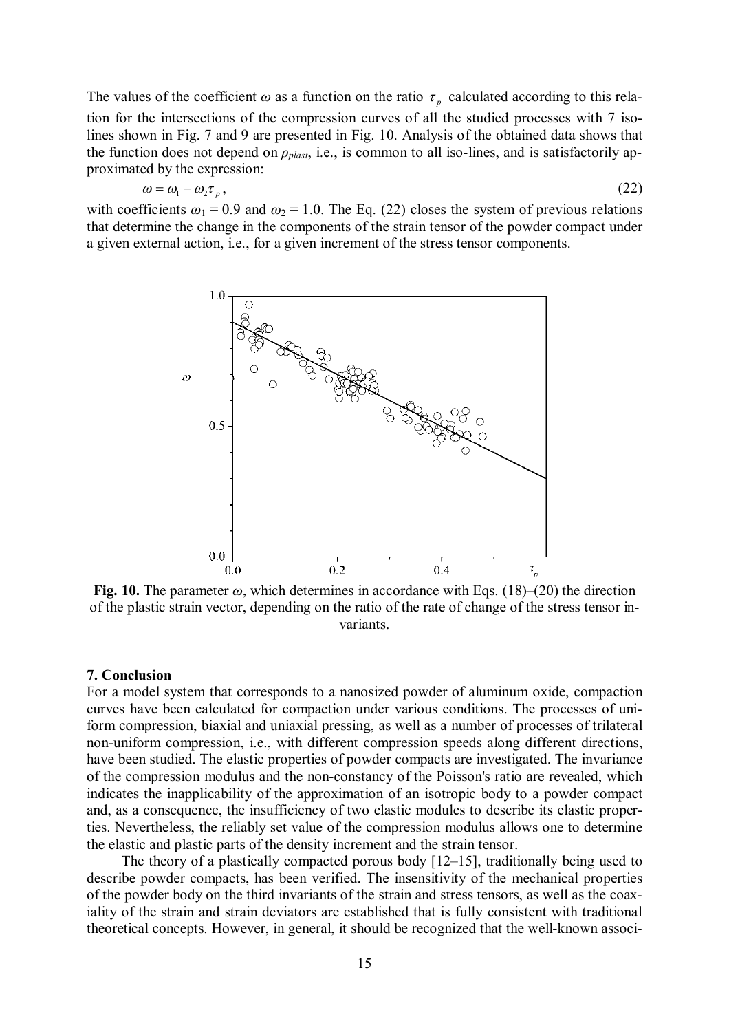The values of the coefficient $\omega$ as a function on the ratio $\tau_p$ calculated according to this relation for the intersections of the compression curves of all the studied processes with 7 iso-lines shown in Fig. 7 and 9 are presented in Fig. 10. Analysis of the obtained data shows that the function does not depend on $\rho_{plast}$, i.e., is common to all iso-lines, and is satisfactorily approximated by the expression:

$$\omega = \omega_1 - \omega_2 \tau_p , \tag{22}$$

with coefficients $\omega_1 = 0.9$ and $\omega_2 = 1.0$. The Eq. (22) closes the system of previous relations that determine the change in the components of the strain tensor of the powder compact under a given external action, i.e., for a given increment of the stress tensor components.

1.0

$\omega$

0.5

0.0

0.0

0.2

0.4

$\tau_p$

**Fig. 10.** The parameter $\omega$, which determines in accordance with Eqs. (18)–(20) the direction of the plastic strain vector, depending on the ratio of the rate of change of the stress tensor invariants.

## 7. Conclusion

For a model system that corresponds to a nanosized powder of aluminum oxide, compaction curves have been calculated for compaction under various conditions. The processes of uniform compression, biaxial and uniaxial pressing, as well as a number of processes of trilateral non-uniform compression, i.e., with different compression speeds along different directions, have been studied. The elastic properties of powder compacts are investigated. The invariance of the compression modulus and the non-constancy of the Poisson's ratio are revealed, which indicates the inapplicability of the approximation of an isotropic body to a powder compact and, as a consequence, the insufficiency of two elastic modules to describe its elastic properties. Nevertheless, the reliably set value of the compression modulus allows one to determine the elastic and plastic parts of the density increment and the strain tensor.

The theory of a plastically compacted porous body [12–15], traditionally being used to describe powder compacts, has been verified. The insensitivity of the mechanical properties of the powder body on the third invariants of the strain and stress tensors, as well as the coaxiality of the strain and strain deviators are established that is fully consistent with traditional theoretical concepts. However, in general, it should be recognized that the well-known associ-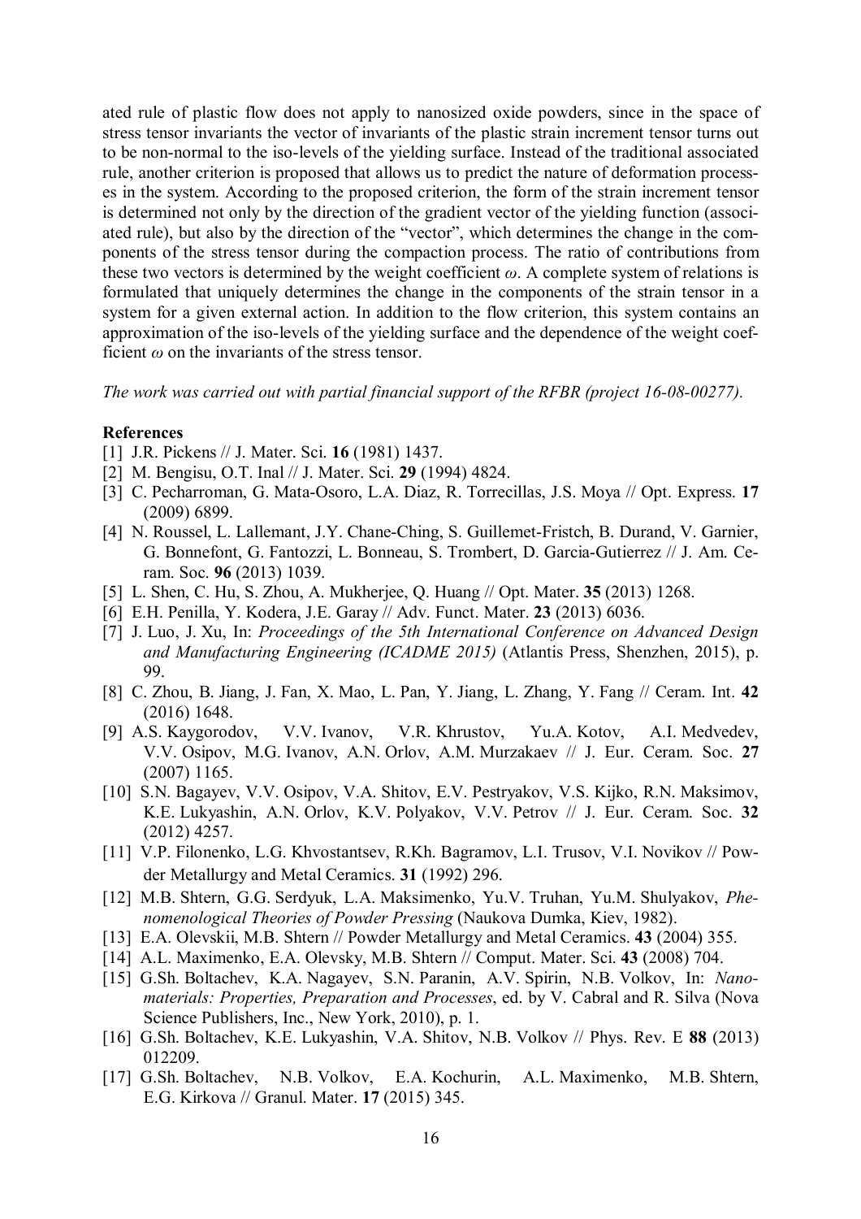ated rule of plastic flow does not apply to nanosized oxide powders, since in the space of stress tensor invariants the vector of invariants of the plastic strain increment tensor turns out to be non-normal to the iso-levels of the yielding surface. Instead of the traditional associated rule, another criterion is proposed that allows us to predict the nature of deformation processes in the system. According to the proposed criterion, the form of the strain increment tensor is determined not only by the direction of the gradient vector of the yielding function (associated rule), but also by the direction of the "vector", which determines the change in the components of the stress tensor during the compaction process. The ratio of contributions from these two vectors is determined by the weight coefficient $\omega$. A complete system of relations is formulated that uniquely determines the change in the components of the strain tensor in a system for a given external action. In addition to the flow criterion, this system contains an approximation of the iso-levels of the yielding surface and the dependence of the weight coefficient $\omega$ on the invariants of the stress tensor.

*The work was carried out with partial financial support of the RFBR (project 16-08-00277).*

**References**

[1] J.R. Pickens // J. Mater. Sci. **16** (1981) 1437.

[2] M. Bengisu, O.T. Inal // J. Mater. Sci. **29** (1994) 4824.

[3] C. Pecharroman, G. Mata-Osoro, L.A. Diaz, R. Torrecillas, J.S. Moya // Opt. Express. **17** (2009) 6899.

[4] N. Roussel, L. Lallemant, J.Y. Chane-Ching, S. Guillemet-Fristch, B. Durand, V. Garnier, G. Bonnefont, G. Fantozzi, L. Bonneau, S. Trombert, D. Garcia-Gutierrez // J. Am. Ceram. Soc. **96** (2013) 1039.

[5] L. Shen, C. Hu, S. Zhou, A. Mukherjee, Q. Huang // Opt. Mater. **35** (2013) 1268.

[6] E.H. Penilla, Y. Kodera, J.E. Garay // Adv. Funct. Mater. **23** (2013) 6036.

[7] J. Luo, J. Xu, In: *Proceedings of the 5th International Conference on Advanced Design and Manufacturing Engineering (ICADME 2015)* (Atlantis Press, Shenzhen, 2015), p. 99.

[8] C. Zhou, B. Jiang, J. Fan, X. Mao, L. Pan, Y. Jiang, L. Zhang, Y. Fang // Ceram. Int. **42** (2016) 1648.

[9] A.S. Kaygorodov, V.V. Ivanov, V.R. Khrustov, Yu.A. Kotov, A.I. Medvedev, V.V. Osipov, M.G. Ivanov, A.N. Orlov, A.M. Murzakaev // J. Eur. Ceram. Soc. **27** (2007) 1165.

[10] S.N. Bagayev, V.V. Osipov, V.A. Shitov, E.V. Pestryakov, V.S. Kijko, R.N. Maksimov, K.E. Lukyashin, A.N. Orlov, K.V. Polyakov, V.V. Petrov // J. Eur. Ceram. Soc. **32** (2012) 4257.

[11] V.P. Filonenko, L.G. Khvostantsev, R.Kh. Bagramov, L.I. Trusov, V.I. Novikov // Powder Metallurgy and Metal Ceramics. **31** (1992) 296.

[12] M.B. Shtern, G.G. Serdyuk, L.A. Maksimenko, Yu.V. Truhan, Yu.M. Shulyakov, *Phenomenological Theories of Powder Pressing* (Naukova Dumka, Kiev, 1982).

[13] E.A. Olevskii, M.B. Shtern // Powder Metallurgy and Metal Ceramics. **43** (2004) 355.

[14] A.L. Maximenko, E.A. Olevsky, M.B. Shtern // Comput. Mater. Sci. **43** (2008) 704.

[15] G.Sh. Boltachev, K.A. Nagayev, S.N. Paranin, A.V. Spirin, N.B. Volkov, In: *Nanomaterials: Properties, Preparation and Processes*, ed. by V. Cabral and R. Silva (Nova Science Publishers, Inc., New York, 2010), p. 1.

[16] G.Sh. Boltachev, K.E. Lukyashin, V.A. Shitov, N.B. Volkov // Phys. Rev. E **88** (2013) 012209.

[17] G.Sh. Boltachev, N.B. Volkov, E.A. Kochurin, A.L. Maximenko, M.B. Shtern, E.G. Kirkova // Granul. Mater. **17** (2015) 345.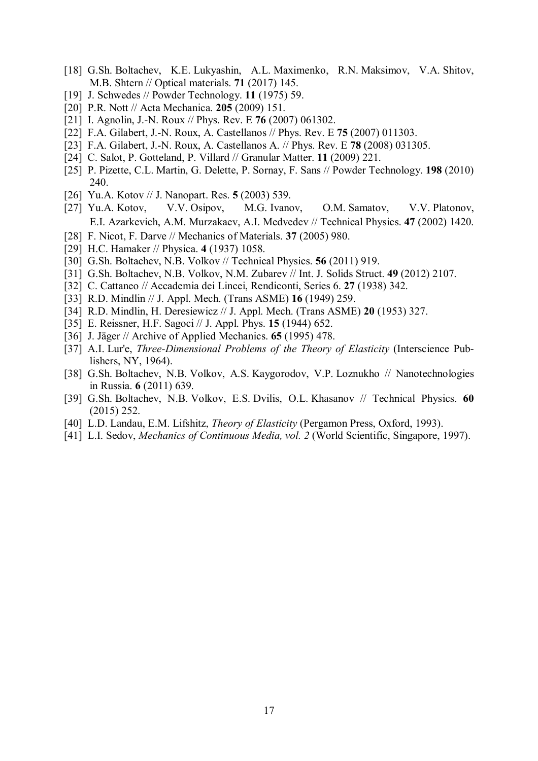[18] G.Sh. Boltachev, K.E. Lukyashin, A.L. Maximenko, R.N. Maksimov, V.A. Shitov, M.B. Shtern // Optical materials. **71** (2017) 145.

[19] J. Schwedes // Powder Technology. **11** (1975) 59.

[20] P.R. Nott // Acta Mechanica. **205** (2009) 151.

[21] I. Agnolin, J.-N. Roux // Phys. Rev. E **76** (2007) 061302.

[22] F.A. Gilabert, J.-N. Roux, A. Castellanos // Phys. Rev. E **75** (2007) 011303.

[23] F.A. Gilabert, J.-N. Roux, A. Castellanos A. // Phys. Rev. E **78** (2008) 031305.

[24] C. Salot, P. Gotteland, P. Villard // Granular Matter. **11** (2009) 221.

[25] P. Pizette, C.L. Martin, G. Delette, P. Sornay, F. Sans // Powder Technology. **198** (2010) 240.

[26] Yu.A. Kotov // J. Nanopart. Res. **5** (2003) 539.

[27] Yu.A. Kotov, V.V. Osipov, M.G. Ivanov, O.M. Samatov, V.V. Platonov, E.I. Azarkevich, A.M. Murzakaev, A.I. Medvedev // Technical Physics. **47** (2002) 1420.

[28] F. Nicot, F. Darve // Mechanics of Materials. **37** (2005) 980.

[29] H.C. Hamaker // Physica. **4** (1937) 1058.

[30] G.Sh. Boltachev, N.B. Volkov // Technical Physics. **56** (2011) 919.

[31] G.Sh. Boltachev, N.B. Volkov, N.M. Zubarev // Int. J. Solids Struct. **49** (2012) 2107.

[32] C. Cattaneo // Accademia dei Lincei, Rendiconti, Series 6. **27** (1938) 342.

[33] R.D. Mindlin // J. Appl. Mech. (Trans ASME) **16** (1949) 259.

[34] R.D. Mindlin, H. Deresiewicz // J. Appl. Mech. (Trans ASME) **20** (1953) 327.

[35] E. Reissner, H.F. Sagoci // J. Appl. Phys. **15** (1944) 652.

[36] J. Jäger // Archive of Applied Mechanics. **65** (1995) 478.

[37] A.I. Lur'e, *Three-Dimensional Problems of the Theory of Elasticity* (Interscience Publishers, NY, 1964).

[38] G.Sh. Boltachev, N.B. Volkov, A.S. Kaygorodov, V.P. Loznukho // Nanotechnologies in Russia. **6** (2011) 639.

[39] G.Sh. Boltachev, N.B. Volkov, E.S. Dvilis, O.L. Khasanov // Technical Physics. **60** (2015) 252.

[40] L.D. Landau, E.M. Lifshitz, *Theory of Elasticity* (Pergamon Press, Oxford, 1993).

[41] L.I. Sedov, *Mechanics of Continuous Media, vol. 2* (World Scientific, Singapore, 1997).